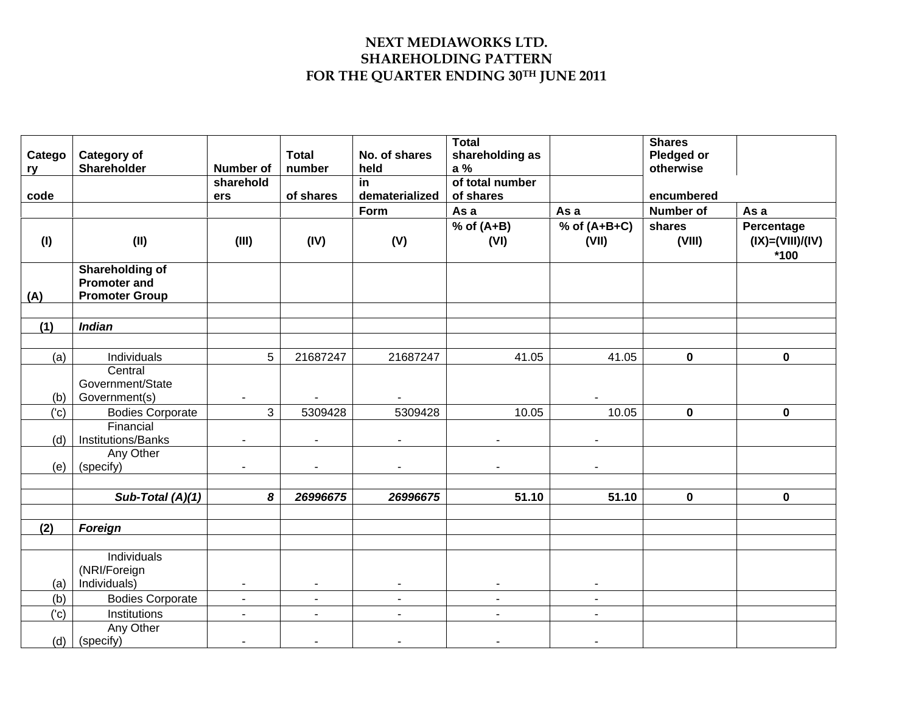# NEXT MEDIAWORKS LTD.
## SHAREHOLDING PATTERN
## FOR THE QUARTER ENDING 30TH JUNE 2011

| Category code | Category of Shareholder | Number of shareholders | Total number of shares | No. of shares held in dematerialized Form | Total shareholding as a % of total number of shares | | Shares Pledged or otherwise encumbered | |
|---|---|---|---|---|---|---|---|---|
| | | | | | As a % of (A+B) | As a % of (A+B+C) | Number of shares | As a Percentage |
| (I) | (II) | (III) | (IV) | (V) | (VI) | (VII) | (VIII) | (IX)=(VIII)/(IV) *100 |
| (A) | **Shareholding of Promoter and Promoter Group** | | | | | | | |
| | | | | | | | | |
| (1) | ***Indian*** | | | | | | | |
| | | | | | | | | |
| (a) | Individuals | 5 | 21687247 | 21687247 | 41.05 | 41.05 | 0 | 0 |
| (b) | Central Government/State Government(s) | - | - | - | | - | | |
| ('c) | Bodies Corporate | 3 | 5309428 | 5309428 | 10.05 | 10.05 | 0 | 0 |
| (d) | Financial Institutions/Banks | - | - | - | - | - | | |
| (e) | Any Other (specify) | - | - | - | - | - | | |
| | | | | | | | | |
| | ***Sub-Total (A)(1)*** | ***8*** | ***26996675*** | ***26996675*** | **51.10** | **51.10** | **0** | **0** |
| | | | | | | | | |
| (2) | ***Foreign*** | | | | | | | |
| | | | | | | | | |
| (a) | Individuals (NRI/Foreign Individuals) | - | - | - | - | - | | |
| (b) | Bodies Corporate | - | - | - | - | - | | |
| ('c) | Institutions | - | - | - | - | - | | |
| (d) | Any Other (specify) | - | - | - | - | - | | |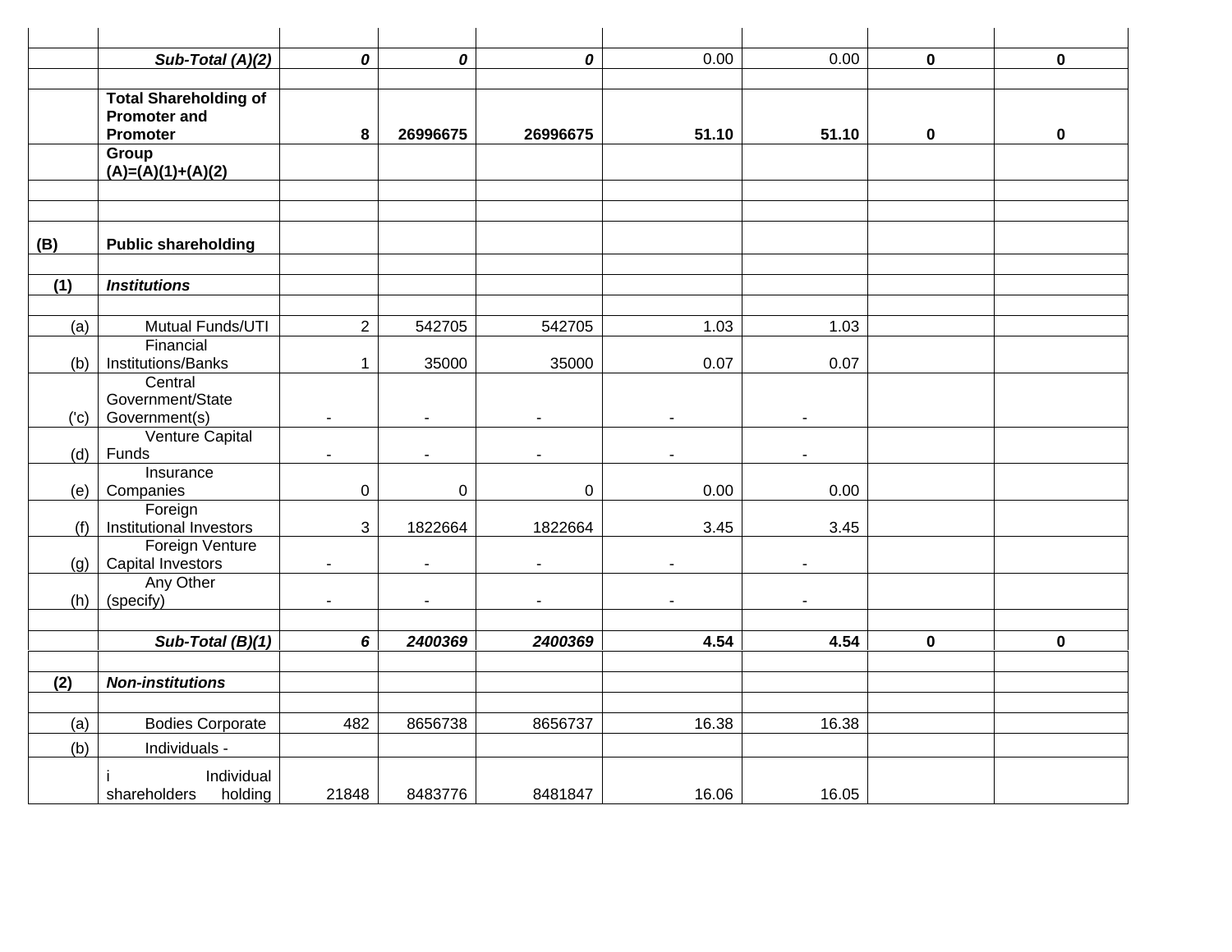| | | | | | | | | |
|---|---|---|---|---|---|---|---|---|
| | ***Sub-Total (A)(2)*** | ***0*** | ***0*** | ***0*** | 0.00 | 0.00 | **0** | **0** |
| | | | | | | | | |
| | **Total Shareholding of Promoter and Promoter Group (A)=(A)(1)+(A)(2)** | **8** | **26996675** | **26996675** | **51.10** | **51.10** | **0** | **0** |
| | | | | | | | | |
| | | | | | | | | |
| **(B)** | **Public shareholding** | | | | | | | |
| | | | | | | | | |
| **(1)** | ***Institutions*** | | | | | | | |
| | | | | | | | | |
| (a) | Mutual Funds/UTI | 2 | 542705 | 542705 | 1.03 | 1.03 | | |
| (b) | Financial Institutions/Banks | 1 | 35000 | 35000 | 0.07 | 0.07 | | |
| ('c) | Central Government/State Government(s) | - | - | - | - | - | | |
| (d) | Venture Capital Funds | - | - | - | - | - | | |
| (e) | Insurance Companies | 0 | 0 | 0 | 0.00 | 0.00 | | |
| (f) | Foreign Institutional Investors | 3 | 1822664 | 1822664 | 3.45 | 3.45 | | |
| (g) | Foreign Venture Capital Investors | - | - | - | - | - | | |
| (h) | Any Other (specify) | - | - | - | - | - | | |
| | | | | | | | | |
| | ***Sub-Total (B)(1)*** | ***6*** | ***2400369*** | ***2400369*** | **4.54** | **4.54** | **0** | **0** |
| | | | | | | | | |
| **(2)** | ***Non-institutions*** | | | | | | | |
| | | | | | | | | |
| (a) | Bodies Corporate | 482 | 8656738 | 8656737 | 16.38 | 16.38 | | |
| (b) | Individuals - | | | | | | | |
| | i Individual shareholders holding | 21848 | 8483776 | 8481847 | 16.06 | 16.05 | | |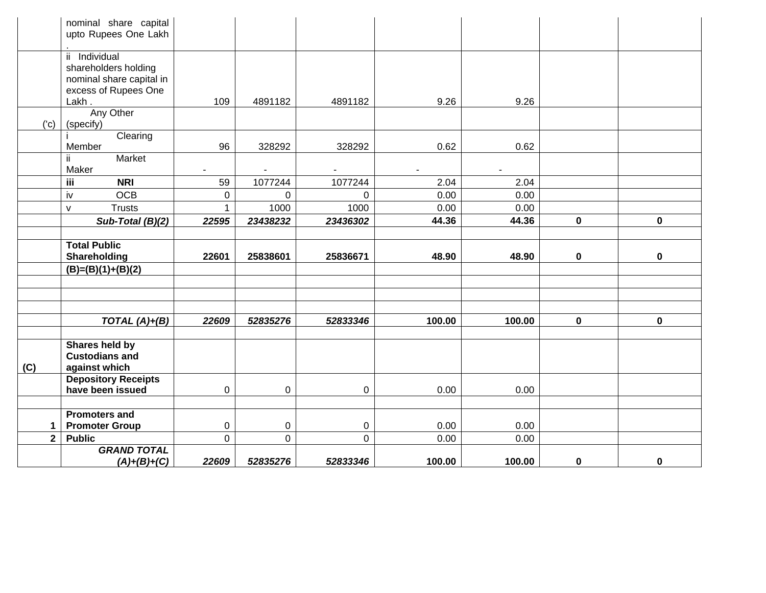| | | | | | | | | |
|---|---|---|---|---|---|---|---|---|
| | nominal share capital upto Rupees One Lakh . | | | | | | | |
| | ii Individual shareholders holding nominal share capital in excess of Rupees One Lakh . | 109 | 4891182 | 4891182 | 9.26 | 9.26 | | |
| ('c) | Any Other (specify) | | | | | | | |
| | i Clearing Member | 96 | 328292 | 328292 | 0.62 | 0.62 | | |
| | ii Market Maker | - | - | - | - | - | | |
| | **iii NRI** | 59 | 1077244 | 1077244 | 2.04 | 2.04 | | |
| | iv OCB | 0 | 0 | 0 | 0.00 | 0.00 | | |
| | v Trusts | 1 | 1000 | 1000 | 0.00 | 0.00 | | |
| | ***Sub-Total (B)(2)*** | ***22595*** | ***23438232*** | ***23436302*** | **44.36** | **44.36** | **0** | **0** |
| | | | | | | | | |
| | **Total Public Shareholding** | **22601** | **25838601** | **25836671** | **48.90** | **48.90** | **0** | **0** |
| | **(B)=(B)(1)+(B)(2)** | | | | | | | |
| | | | | | | | | |
| | | | | | | | | |
| | | | | | | | | |
| | ***TOTAL (A)+(B)*** | ***22609*** | ***52835276*** | ***52833346*** | **100.00** | **100.00** | **0** | **0** |
| | | | | | | | | |
| **(C)** | **Shares held by Custodians and against which** | | | | | | | |
| | **Depository Receipts have been issued** | 0 | 0 | 0 | 0.00 | 0.00 | | |
| | | | | | | | | |
| **1** | **Promoters and Promoter Group** | 0 | 0 | 0 | 0.00 | 0.00 | | |
| **2** | **Public** | 0 | 0 | 0 | 0.00 | 0.00 | | |
| | ***GRAND TOTAL (A)+(B)+(C)*** | ***22609*** | ***52835276*** | ***52833346*** | **100.00** | **100.00** | **0** | **0** |